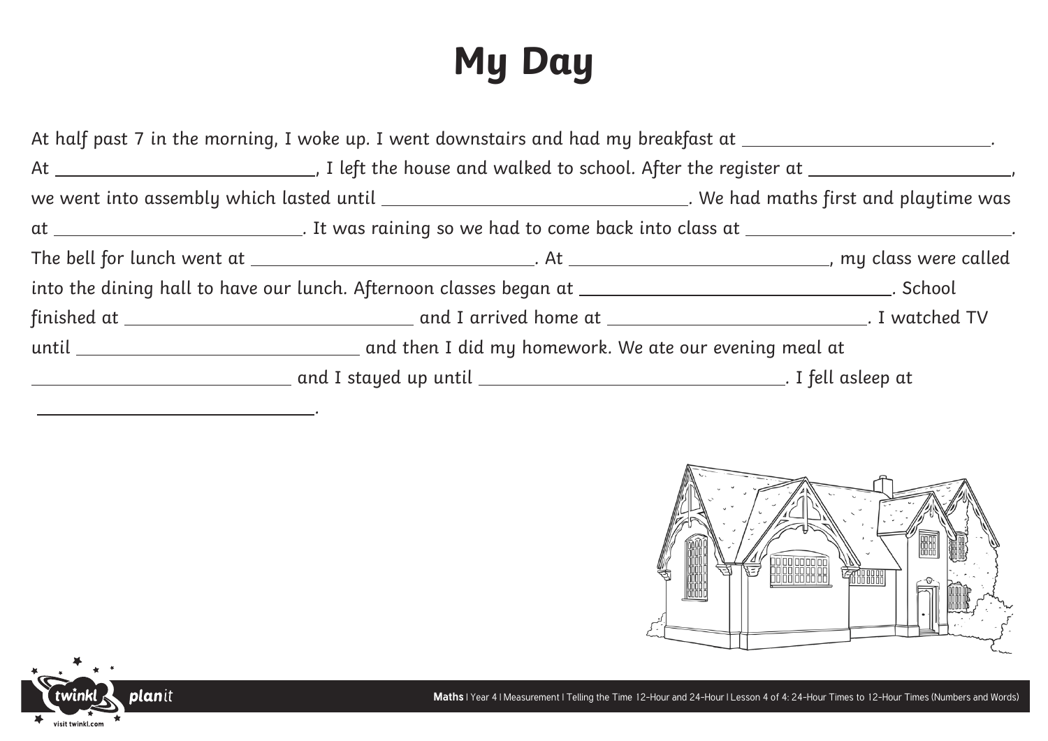# My Day

At half past 7 in the morning, I woke up. I went downstairs and had my breakfast at \_\_\_\_\_\_\_\_\_\_\_\_\_\_\_\_\_\_\_\_\_\_\_\_\_\_\_\_\_\_.
At \_\_\_\_\_\_\_\_\_\_\_\_\_\_\_\_\_\_\_\_\_\_\_\_\_\_\_\_\_\_, I left the house and walked to school. After the register at \_\_\_\_\_\_\_\_\_\_\_\_\_\_\_\_\_\_\_\_\_\_\_\_\_\_\_\_\_\_,
we went into assembly which lasted until \_\_\_\_\_\_\_\_\_\_\_\_\_\_\_\_\_\_\_\_\_\_\_\_\_\_\_\_\_\_. We had maths first and playtime was
at \_\_\_\_\_\_\_\_\_\_\_\_\_\_\_\_\_\_\_\_\_\_\_\_\_\_\_\_\_\_. It was raining so we had to come back into class at \_\_\_\_\_\_\_\_\_\_\_\_\_\_\_\_\_\_\_\_\_\_\_\_\_\_\_\_\_\_.
The bell for lunch went at \_\_\_\_\_\_\_\_\_\_\_\_\_\_\_\_\_\_\_\_\_\_\_\_\_\_\_\_\_\_. At \_\_\_\_\_\_\_\_\_\_\_\_\_\_\_\_\_\_\_\_\_\_\_\_\_\_\_\_\_\_, my class were called
into the dining hall to have our lunch. Afternoon classes began at \_\_\_\_\_\_\_\_\_\_\_\_\_\_\_\_\_\_\_\_\_\_\_\_\_\_\_\_\_\_. School
finished at \_\_\_\_\_\_\_\_\_\_\_\_\_\_\_\_\_\_\_\_\_\_\_\_\_\_\_\_\_\_ and I arrived home at \_\_\_\_\_\_\_\_\_\_\_\_\_\_\_\_\_\_\_\_\_\_\_\_\_\_\_\_\_\_. I watched TV
until \_\_\_\_\_\_\_\_\_\_\_\_\_\_\_\_\_\_\_\_\_\_\_\_\_\_\_\_\_\_ and then I did my homework. We ate our evening meal at
\_\_\_\_\_\_\_\_\_\_\_\_\_\_\_\_\_\_\_\_\_\_\_\_\_\_\_\_\_\_ and I stayed up until \_\_\_\_\_\_\_\_\_\_\_\_\_\_\_\_\_\_\_\_\_\_\_\_\_\_\_\_\_\_. I fell asleep at
\_\_\_\_\_\_\_\_\_\_\_\_\_\_\_\_\_\_\_\_\_\_\_\_\_\_\_\_\_\_.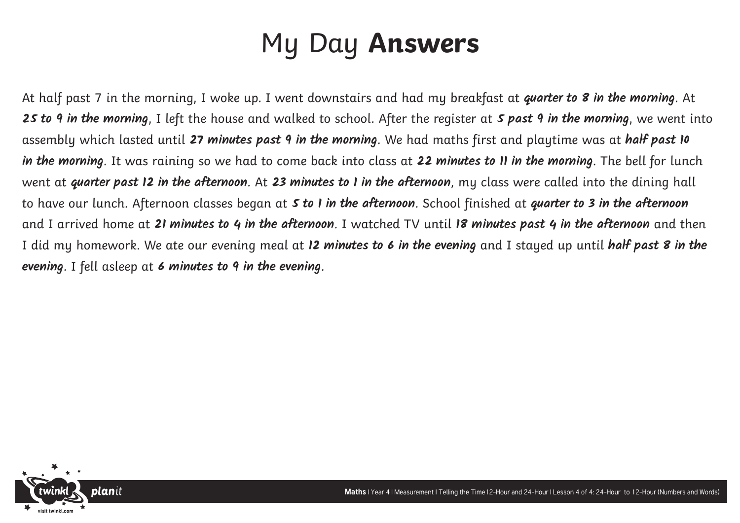# My Day **Answers**

At half past 7 in the morning, I woke up. I went downstairs and had my breakfast at ***quarter to 8 in the morning***. At ***25 to 9 in the morning***, I left the house and walked to school. After the register at ***5 past 9 in the morning***, we went into assembly which lasted until ***27 minutes past 9 in the morning***. We had maths first and playtime was at ***half past 10 in the morning***. It was raining so we had to come back into class at ***22 minutes to 11 in the morning***. The bell for lunch went at ***quarter past 12 in the afternoon***. At ***23 minutes to 1 in the afternoon***, my class were called into the dining hall to have our lunch. Afternoon classes began at ***5 to 1 in the afternoon***. School finished at ***quarter to 3 in the afternoon*** and I arrived home at ***21 minutes to 4 in the afternoon***. I watched TV until ***18 minutes past 4 in the afternoon*** and then I did my homework. We ate our evening meal at ***12 minutes to 6 in the evening*** and I stayed up until ***half past 8 in the evening***. I fell asleep at ***6 minutes to 9 in the evening***.